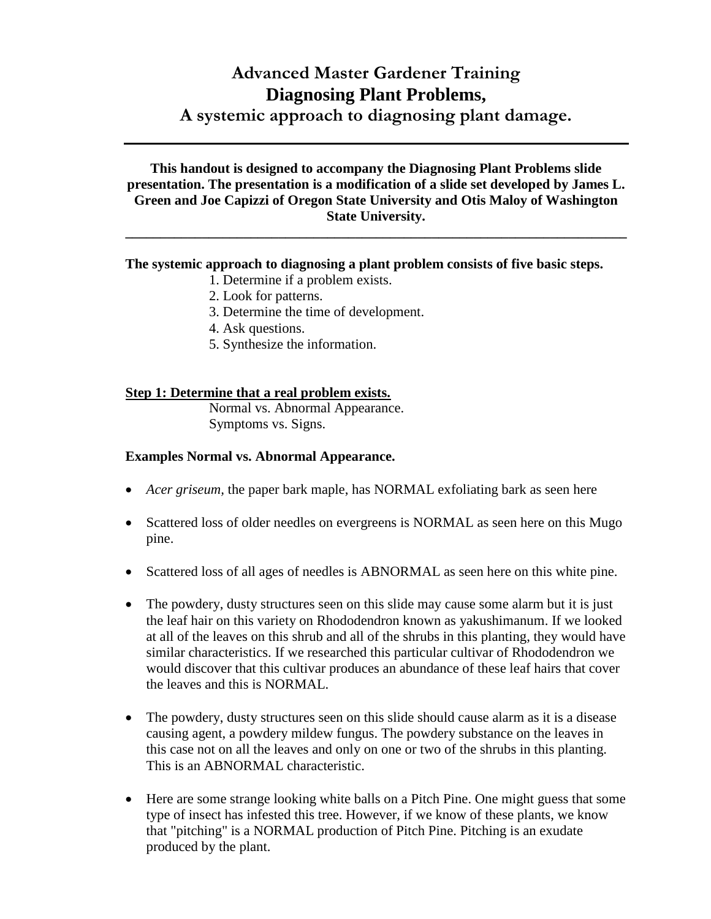# Advanced Master Gardener Training
# Diagnosing Plant Problems,
## A systemic approach to diagnosing plant damage.

---

**This handout is designed to accompany the Diagnosing Plant Problems slide presentation. The presentation is a modification of a slide set developed by James L. Green and Joe Capizzi of Oregon State University and Otis Maloy of Washington State University.**

---

**The systemic approach to diagnosing a plant problem consists of five basic steps.**

1. Determine if a problem exists.
2. Look for patterns.
3. Determine the time of development.
4. Ask questions.
5. Synthesize the information.

**<u>Step 1: Determine that a real problem exists.</u>**

Normal vs. Abnormal Appearance.
Symptoms vs. Signs.

**Examples Normal vs. Abnormal Appearance.**

- *Acer griseum,* the paper bark maple, has NORMAL exfoliating bark as seen here
- Scattered loss of older needles on evergreens is NORMAL as seen here on this Mugo pine.
- Scattered loss of all ages of needles is ABNORMAL as seen here on this white pine.
- The powdery, dusty structures seen on this slide may cause some alarm but it is just the leaf hair on this variety on Rhododendron known as yakushimanum. If we looked at all of the leaves on this shrub and all of the shrubs in this planting, they would have similar characteristics. If we researched this particular cultivar of Rhododendron we would discover that this cultivar produces an abundance of these leaf hairs that cover the leaves and this is NORMAL.
- The powdery, dusty structures seen on this slide should cause alarm as it is a disease causing agent, a powdery mildew fungus. The powdery substance on the leaves in this case not on all the leaves and only on one or two of the shrubs in this planting. This is an ABNORMAL characteristic.
- Here are some strange looking white balls on a Pitch Pine. One might guess that some type of insect has infested this tree. However, if we know of these plants, we know that "pitching" is a NORMAL production of Pitch Pine. Pitching is an exudate produced by the plant.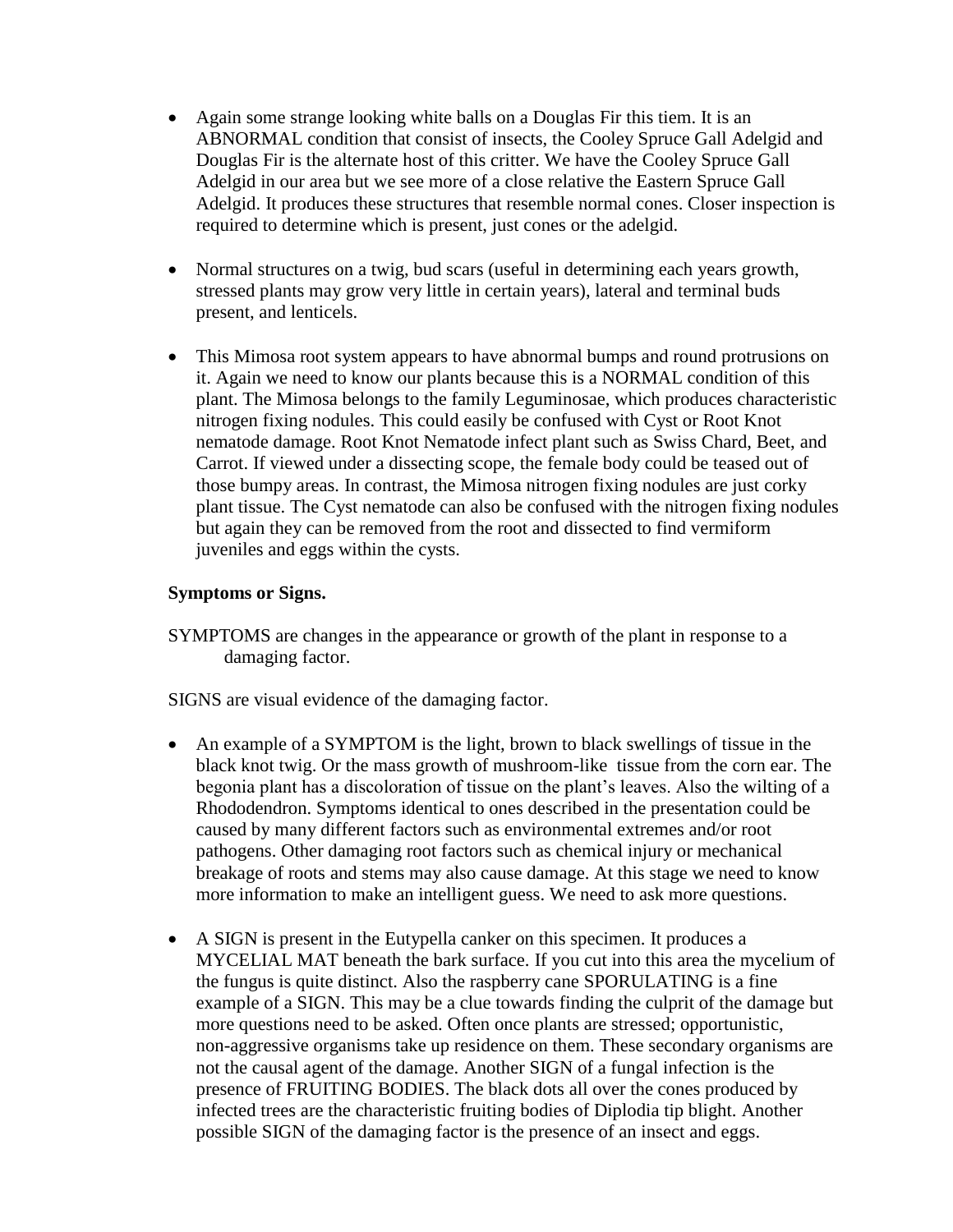- Again some strange looking white balls on a Douglas Fir this tiem. It is an ABNORMAL condition that consist of insects, the Cooley Spruce Gall Adelgid and Douglas Fir is the alternate host of this critter. We have the Cooley Spruce Gall Adelgid in our area but we see more of a close relative the Eastern Spruce Gall Adelgid. It produces these structures that resemble normal cones. Closer inspection is required to determine which is present, just cones or the adelgid.

- Normal structures on a twig, bud scars (useful in determining each years growth, stressed plants may grow very little in certain years), lateral and terminal buds present, and lenticels.

- This Mimosa root system appears to have abnormal bumps and round protrusions on it. Again we need to know our plants because this is a NORMAL condition of this plant. The Mimosa belongs to the family Leguminosae, which produces characteristic nitrogen fixing nodules. This could easily be confused with Cyst or Root Knot nematode damage. Root Knot Nematode infect plant such as Swiss Chard, Beet, and Carrot. If viewed under a dissecting scope, the female body could be teased out of those bumpy areas. In contrast, the Mimosa nitrogen fixing nodules are just corky plant tissue. The Cyst nematode can also be confused with the nitrogen fixing nodules but again they can be removed from the root and dissected to find vermiform juveniles and eggs within the cysts.

**Symptoms or Signs.**

SYMPTOMS are changes in the appearance or growth of the plant in response to a damaging factor.

SIGNS are visual evidence of the damaging factor.

- An example of a SYMPTOM is the light, brown to black swellings of tissue in the black knot twig. Or the mass growth of mushroom-like tissue from the corn ear. The begonia plant has a discoloration of tissue on the plant's leaves. Also the wilting of a Rhododendron. Symptoms identical to ones described in the presentation could be caused by many different factors such as environmental extremes and/or root pathogens. Other damaging root factors such as chemical injury or mechanical breakage of roots and stems may also cause damage. At this stage we need to know more information to make an intelligent guess. We need to ask more questions.

- A SIGN is present in the Eutypella canker on this specimen. It produces a MYCELIAL MAT beneath the bark surface. If you cut into this area the mycelium of the fungus is quite distinct. Also the raspberry cane SPORULATING is a fine example of a SIGN. This may be a clue towards finding the culprit of the damage but more questions need to be asked. Often once plants are stressed; opportunistic, non-aggressive organisms take up residence on them. These secondary organisms are not the causal agent of the damage. Another SIGN of a fungal infection is the presence of FRUITING BODIES. The black dots all over the cones produced by infected trees are the characteristic fruiting bodies of Diplodia tip blight. Another possible SIGN of the damaging factor is the presence of an insect and eggs.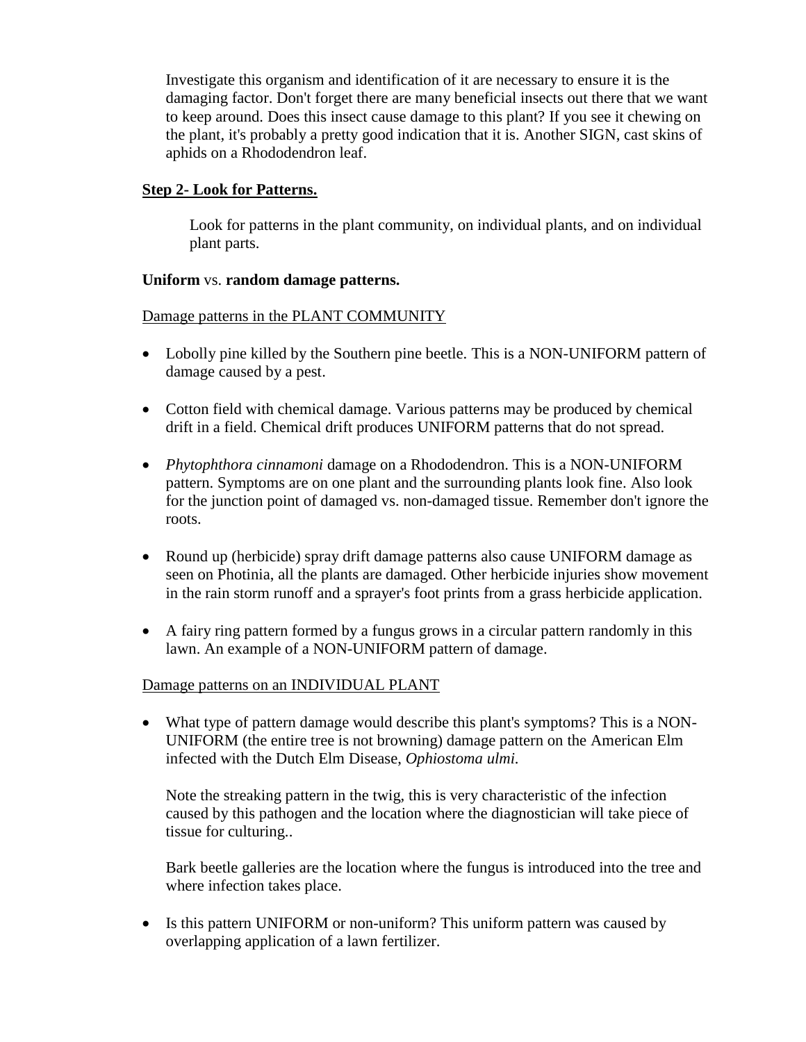Investigate this organism and identification of it are necessary to ensure it is the damaging factor. Don't forget there are many beneficial insects out there that we want to keep around. Does this insect cause damage to this plant? If you see it chewing on the plant, it's probably a pretty good indication that it is. Another SIGN, cast skins of aphids on a Rhododendron leaf.

**Step 2- Look for Patterns.**

Look for patterns in the plant community, on individual plants, and on individual plant parts.

**Uniform** vs. **random damage patterns.**

Damage patterns in the PLANT COMMUNITY

- Lobolly pine killed by the Southern pine beetle. This is a NON-UNIFORM pattern of damage caused by a pest.
- Cotton field with chemical damage. Various patterns may be produced by chemical drift in a field. Chemical drift produces UNIFORM patterns that do not spread.
- *Phytophthora cinnamoni* damage on a Rhododendron. This is a NON-UNIFORM pattern. Symptoms are on one plant and the surrounding plants look fine. Also look for the junction point of damaged vs. non-damaged tissue. Remember don't ignore the roots.
- Round up (herbicide) spray drift damage patterns also cause UNIFORM damage as seen on Photinia, all the plants are damaged. Other herbicide injuries show movement in the rain storm runoff and a sprayer's foot prints from a grass herbicide application.
- A fairy ring pattern formed by a fungus grows in a circular pattern randomly in this lawn. An example of a NON-UNIFORM pattern of damage.

Damage patterns on an INDIVIDUAL PLANT

- What type of pattern damage would describe this plant's symptoms? This is a NON-UNIFORM (the entire tree is not browning) damage pattern on the American Elm infected with the Dutch Elm Disease, *Ophiostoma ulmi.*

  Note the streaking pattern in the twig, this is very characteristic of the infection caused by this pathogen and the location where the diagnostician will take piece of tissue for culturing..

  Bark beetle galleries are the location where the fungus is introduced into the tree and where infection takes place.

- Is this pattern UNIFORM or non-uniform? This uniform pattern was caused by overlapping application of a lawn fertilizer.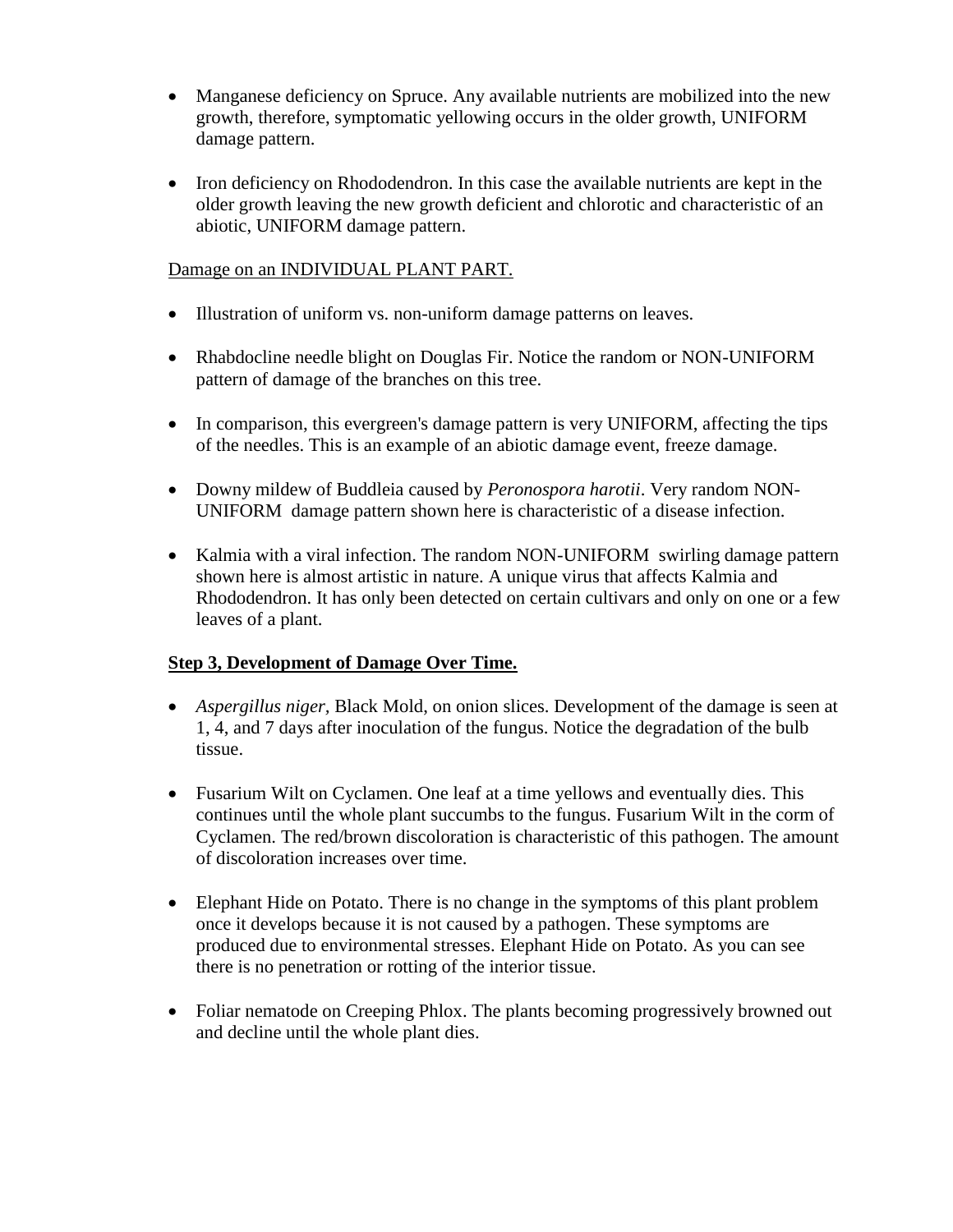- Manganese deficiency on Spruce. Any available nutrients are mobilized into the new growth, therefore, symptomatic yellowing occurs in the older growth, UNIFORM damage pattern.

- Iron deficiency on Rhododendron. In this case the available nutrients are kept in the older growth leaving the new growth deficient and chlorotic and characteristic of an abiotic, UNIFORM damage pattern.

<u>Damage on an INDIVIDUAL PLANT PART.</u>

- Illustration of uniform vs. non-uniform damage patterns on leaves.

- Rhabdocline needle blight on Douglas Fir. Notice the random or NON-UNIFORM pattern of damage of the branches on this tree.

- In comparison, this evergreen's damage pattern is very UNIFORM, affecting the tips of the needles. This is an example of an abiotic damage event, freeze damage.

- Downy mildew of Buddleia caused by *Peronospora harotii*. Very random NON-UNIFORM damage pattern shown here is characteristic of a disease infection.

- Kalmia with a viral infection. The random NON-UNIFORM swirling damage pattern shown here is almost artistic in nature. A unique virus that affects Kalmia and Rhododendron. It has only been detected on certain cultivars and only on one or a few leaves of a plant.

**<u>Step 3, Development of Damage Over Time.</u>**

- *Aspergillus niger,* Black Mold, on onion slices. Development of the damage is seen at 1, 4, and 7 days after inoculation of the fungus. Notice the degradation of the bulb tissue.

- Fusarium Wilt on Cyclamen. One leaf at a time yellows and eventually dies. This continues until the whole plant succumbs to the fungus. Fusarium Wilt in the corm of Cyclamen. The red/brown discoloration is characteristic of this pathogen. The amount of discoloration increases over time.

- Elephant Hide on Potato. There is no change in the symptoms of this plant problem once it develops because it is not caused by a pathogen. These symptoms are produced due to environmental stresses. Elephant Hide on Potato. As you can see there is no penetration or rotting of the interior tissue.

- Foliar nematode on Creeping Phlox. The plants becoming progressively browned out and decline until the whole plant dies.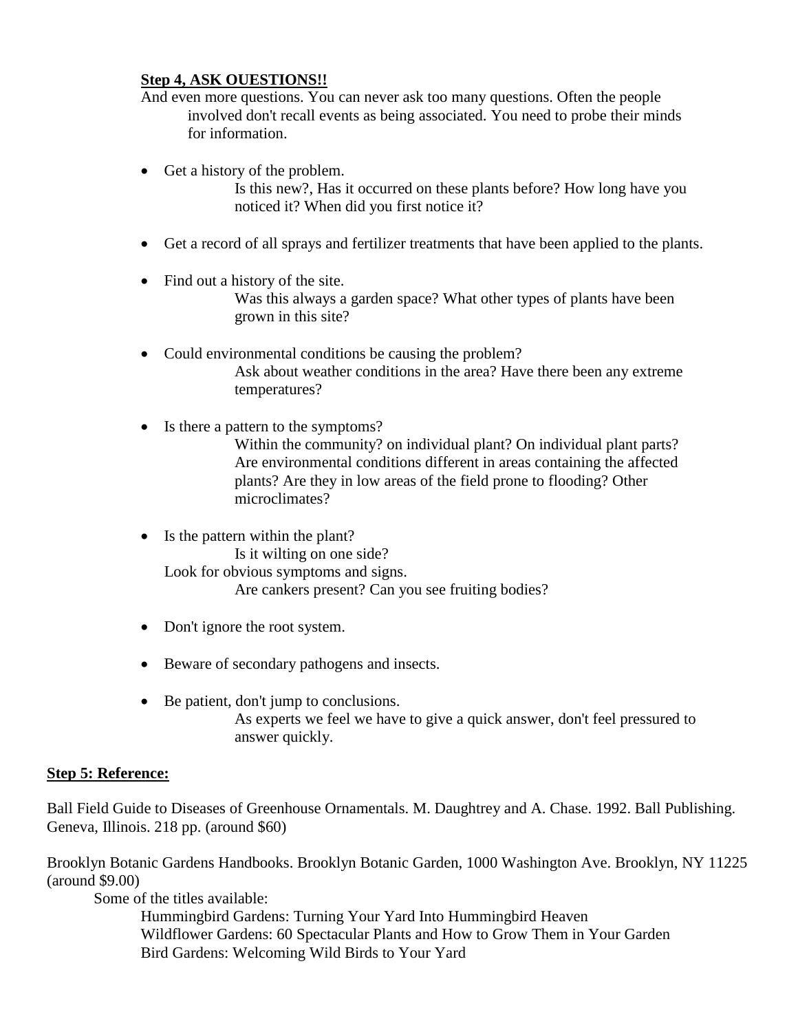**Step 4, ASK OUESTIONS!!**

And even more questions. You can never ask too many questions. Often the people involved don't recall events as being associated. You need to probe their minds for information.

- Get a history of the problem.
  
  Is this new?, Has it occurred on these plants before? How long have you noticed it? When did you first notice it?

- Get a record of all sprays and fertilizer treatments that have been applied to the plants.

- Find out a history of the site.
  
  Was this always a garden space? What other types of plants have been grown in this site?

- Could environmental conditions be causing the problem?
  
  Ask about weather conditions in the area? Have there been any extreme temperatures?

- Is there a pattern to the symptoms?
  
  Within the community? on individual plant? On individual plant parts? Are environmental conditions different in areas containing the affected plants? Are they in low areas of the field prone to flooding? Other microclimates?

- Is the pattern within the plant?
  
  Is it wilting on one side?
  
  Look for obvious symptoms and signs.
  
  Are cankers present? Can you see fruiting bodies?

- Don't ignore the root system.

- Beware of secondary pathogens and insects.

- Be patient, don't jump to conclusions.
  
  As experts we feel we have to give a quick answer, don't feel pressured to answer quickly.

**Step 5: Reference:**

Ball Field Guide to Diseases of Greenhouse Ornamentals. M. Daughtrey and A. Chase. 1992. Ball Publishing. Geneva, Illinois. 218 pp. (around $60)

Brooklyn Botanic Gardens Handbooks. Brooklyn Botanic Garden, 1000 Washington Ave. Brooklyn, NY 11225 (around $9.00)

Some of the titles available:

Hummingbird Gardens: Turning Your Yard Into Hummingbird Heaven
Wildflower Gardens: 60 Spectacular Plants and How to Grow Them in Your Garden
Bird Gardens: Welcoming Wild Birds to Your Yard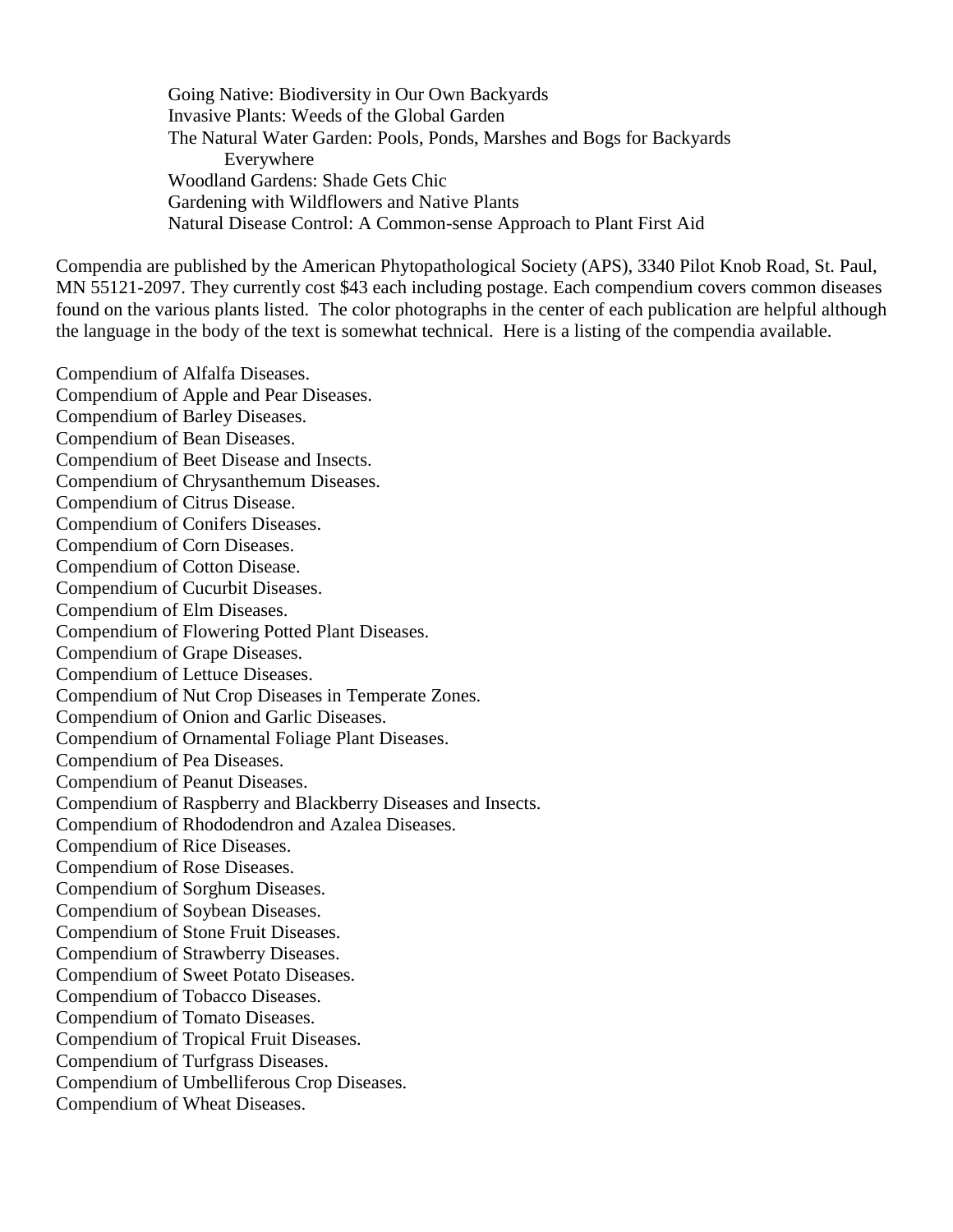Going Native: Biodiversity in Our Own Backyards
Invasive Plants: Weeds of the Global Garden
The Natural Water Garden: Pools, Ponds, Marshes and Bogs for Backyards Everywhere
Woodland Gardens: Shade Gets Chic
Gardening with Wildflowers and Native Plants
Natural Disease Control: A Common-sense Approach to Plant First Aid

Compendia are published by the American Phytopathological Society (APS), 3340 Pilot Knob Road, St. Paul, MN 55121-2097. They currently cost $43 each including postage. Each compendium covers common diseases found on the various plants listed. The color photographs in the center of each publication are helpful although the language in the body of the text is somewhat technical. Here is a listing of the compendia available.

Compendium of Alfalfa Diseases.
Compendium of Apple and Pear Diseases.
Compendium of Barley Diseases.
Compendium of Bean Diseases.
Compendium of Beet Disease and Insects.
Compendium of Chrysanthemum Diseases.
Compendium of Citrus Disease.
Compendium of Conifers Diseases.
Compendium of Corn Diseases.
Compendium of Cotton Disease.
Compendium of Cucurbit Diseases.
Compendium of Elm Diseases.
Compendium of Flowering Potted Plant Diseases.
Compendium of Grape Diseases.
Compendium of Lettuce Diseases.
Compendium of Nut Crop Diseases in Temperate Zones.
Compendium of Onion and Garlic Diseases.
Compendium of Ornamental Foliage Plant Diseases.
Compendium of Pea Diseases.
Compendium of Peanut Diseases.
Compendium of Raspberry and Blackberry Diseases and Insects.
Compendium of Rhododendron and Azalea Diseases.
Compendium of Rice Diseases.
Compendium of Rose Diseases.
Compendium of Sorghum Diseases.
Compendium of Soybean Diseases.
Compendium of Stone Fruit Diseases.
Compendium of Strawberry Diseases.
Compendium of Sweet Potato Diseases.
Compendium of Tobacco Diseases.
Compendium of Tomato Diseases.
Compendium of Tropical Fruit Diseases.
Compendium of Turfgrass Diseases.
Compendium of Umbelliferous Crop Diseases.
Compendium of Wheat Diseases.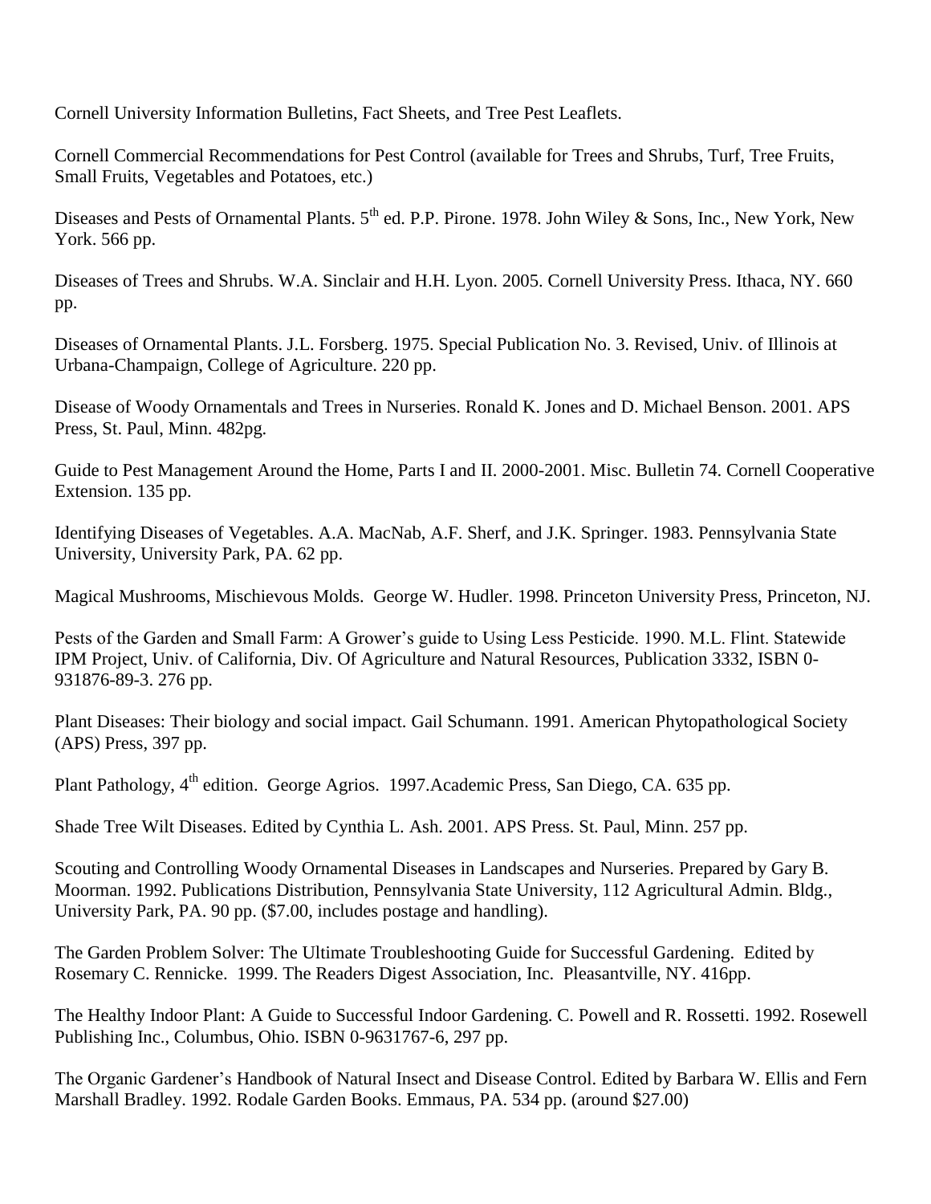Cornell University Information Bulletins, Fact Sheets, and Tree Pest Leaflets.

Cornell Commercial Recommendations for Pest Control (available for Trees and Shrubs, Turf, Tree Fruits, Small Fruits, Vegetables and Potatoes, etc.)

Diseases and Pests of Ornamental Plants. 5th ed. P.P. Pirone. 1978. John Wiley & Sons, Inc., New York, New York. 566 pp.

Diseases of Trees and Shrubs. W.A. Sinclair and H.H. Lyon. 2005. Cornell University Press. Ithaca, NY. 660 pp.

Diseases of Ornamental Plants. J.L. Forsberg. 1975. Special Publication No. 3. Revised, Univ. of Illinois at Urbana-Champaign, College of Agriculture. 220 pp.

Disease of Woody Ornamentals and Trees in Nurseries. Ronald K. Jones and D. Michael Benson. 2001. APS Press, St. Paul, Minn. 482pg.

Guide to Pest Management Around the Home, Parts I and II. 2000-2001. Misc. Bulletin 74. Cornell Cooperative Extension. 135 pp.

Identifying Diseases of Vegetables. A.A. MacNab, A.F. Sherf, and J.K. Springer. 1983. Pennsylvania State University, University Park, PA. 62 pp.

Magical Mushrooms, Mischievous Molds. George W. Hudler. 1998. Princeton University Press, Princeton, NJ.

Pests of the Garden and Small Farm: A Grower's guide to Using Less Pesticide. 1990. M.L. Flint. Statewide IPM Project, Univ. of California, Div. Of Agriculture and Natural Resources, Publication 3332, ISBN 0-931876-89-3. 276 pp.

Plant Diseases: Their biology and social impact. Gail Schumann. 1991. American Phytopathological Society (APS) Press, 397 pp.

Plant Pathology, 4th edition. George Agrios. 1997.Academic Press, San Diego, CA. 635 pp.

Shade Tree Wilt Diseases. Edited by Cynthia L. Ash. 2001. APS Press. St. Paul, Minn. 257 pp.

Scouting and Controlling Woody Ornamental Diseases in Landscapes and Nurseries. Prepared by Gary B. Moorman. 1992. Publications Distribution, Pennsylvania State University, 112 Agricultural Admin. Bldg., University Park, PA. 90 pp. ($7.00, includes postage and handling).

The Garden Problem Solver: The Ultimate Troubleshooting Guide for Successful Gardening. Edited by Rosemary C. Rennicke. 1999. The Readers Digest Association, Inc. Pleasantville, NY. 416pp.

The Healthy Indoor Plant: A Guide to Successful Indoor Gardening. C. Powell and R. Rossetti. 1992. Rosewell Publishing Inc., Columbus, Ohio. ISBN 0-9631767-6, 297 pp.

The Organic Gardener's Handbook of Natural Insect and Disease Control. Edited by Barbara W. Ellis and Fern Marshall Bradley. 1992. Rodale Garden Books. Emmaus, PA. 534 pp. (around $27.00)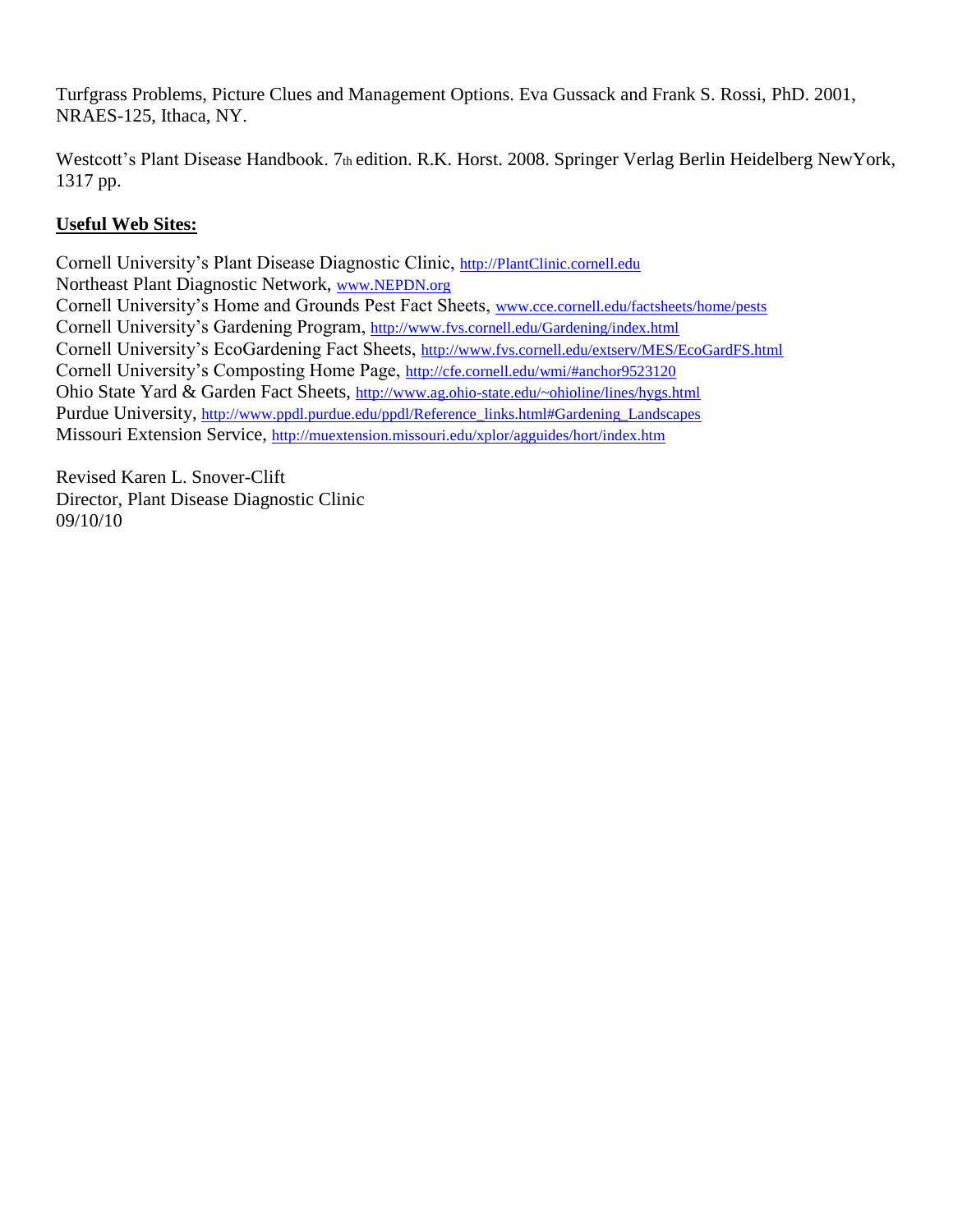Turfgrass Problems, Picture Clues and Management Options. Eva Gussack and Frank S. Rossi, PhD. 2001, NRAES-125, Ithaca, NY.

Westcott's Plant Disease Handbook. 7th edition. R.K. Horst. 2008. Springer Verlag Berlin Heidelberg NewYork, 1317 pp.

**Useful Web Sites:**

Cornell University's Plant Disease Diagnostic Clinic, http://PlantClinic.cornell.edu
Northeast Plant Diagnostic Network, www.NEPDN.org
Cornell University's Home and Grounds Pest Fact Sheets, www.cce.cornell.edu/factsheets/home/pests
Cornell University's Gardening Program, http://www.fvs.cornell.edu/Gardening/index.html
Cornell University's EcoGardening Fact Sheets, http://www.fvs.cornell.edu/extserv/MES/EcoGardFS.html
Cornell University's Composting Home Page, http://cfe.cornell.edu/wmi/#anchor9523120
Ohio State Yard & Garden Fact Sheets, http://www.ag.ohio-state.edu/~ohioline/lines/hygs.html
Purdue University, http://www.ppdl.purdue.edu/ppdl/Reference_links.html#Gardening_Landscapes
Missouri Extension Service, http://muextension.missouri.edu/xplor/agguides/hort/index.htm

Revised Karen L. Snover-Clift
Director, Plant Disease Diagnostic Clinic
09/10/10